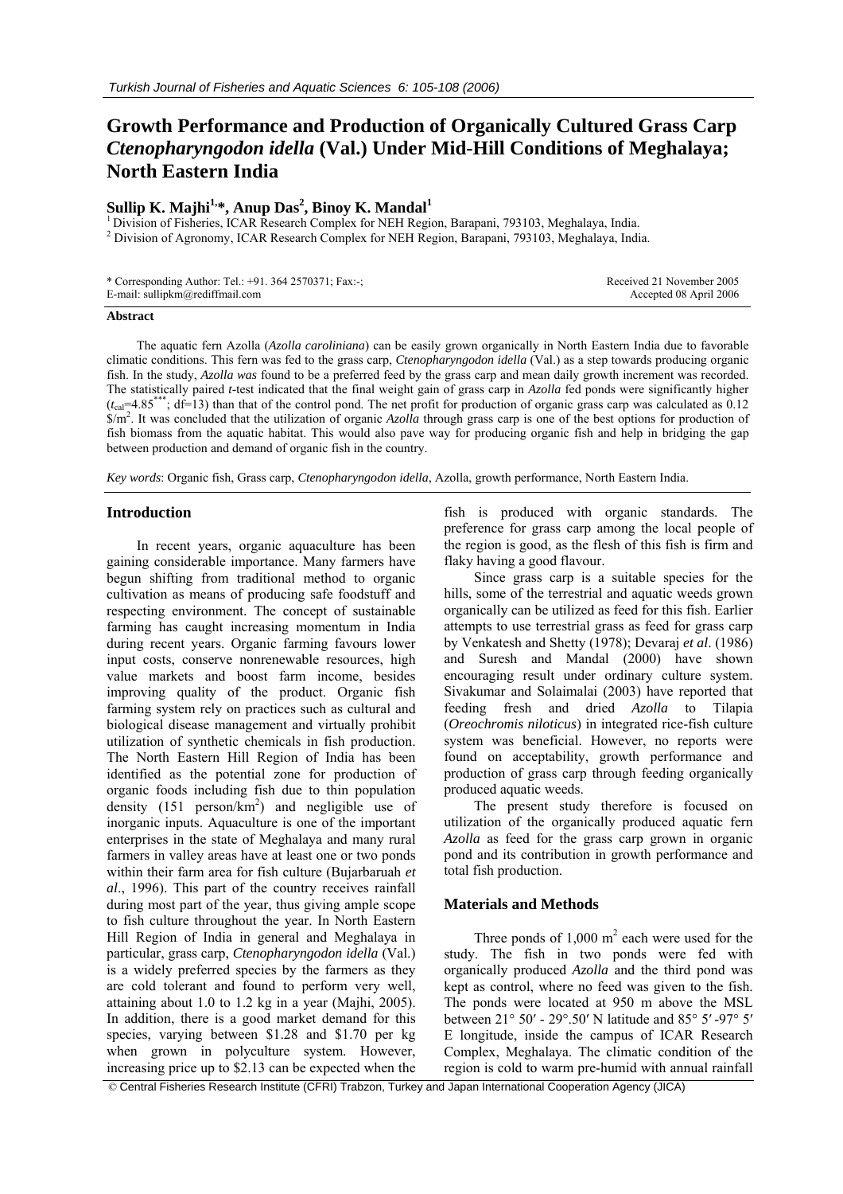# Growth Performance and Production of Organically Cultured Grass Carp *Ctenopharyngodon idella* (Val.) Under Mid-Hill Conditions of Meghalaya; North Eastern India

**Sullip K. Majhi[1,]*, Anup Das[2], Binoy K. Mandal[1]**

[1] Division of Fisheries, ICAR Research Complex for NEH Region, Barapani, 793103, Meghalaya, India.
[2] Division of Agronomy, ICAR Research Complex for NEH Region, Barapani, 793103, Meghalaya, India.

\* Corresponding Author: Tel.: +91. 364 2570371; Fax:-;
E-mail: sullipkm@rediffmail.com

Received 21 November 2005
Accepted 08 April 2006

**Abstract**

The aquatic fern Azolla (*Azolla caroliniana*) can be easily grown organically in North Eastern India due to favorable climatic conditions. This fern was fed to the grass carp, *Ctenopharyngodon idella* (Val.) as a step towards producing organic fish. In the study, *Azolla was* found to be a preferred feed by the grass carp and mean daily growth increment was recorded. The statistically paired *t*-test indicated that the final weight gain of grass carp in *Azolla* fed ponds were significantly higher ($t_{cal}$=4.85***; df=13) than that of the control pond. The net profit for production of organic grass carp was calculated as 0.12 \$/m$^2$. It was concluded that the utilization of organic *Azolla* through grass carp is one of the best options for production of fish biomass from the aquatic habitat. This would also pave way for producing organic fish and help in bridging the gap between production and demand of organic fish in the country.

*Key words*: Organic fish, Grass carp, *Ctenopharyngodon idella*, Azolla, growth performance, North Eastern India.

## Introduction

In recent years, organic aquaculture has been gaining considerable importance. Many farmers have begun shifting from traditional method to organic cultivation as means of producing safe foodstuff and respecting environment. The concept of sustainable farming has caught increasing momentum in India during recent years. Organic farming favours lower input costs, conserve nonrenewable resources, high value markets and boost farm income, besides improving quality of the product. Organic fish farming system rely on practices such as cultural and biological disease management and virtually prohibit utilization of synthetic chemicals in fish production. The North Eastern Hill Region of India has been identified as the potential zone for production of organic foods including fish due to thin population density (151 person/km$^2$) and negligible use of inorganic inputs. Aquaculture is one of the important enterprises in the state of Meghalaya and many rural farmers in valley areas have at least one or two ponds within their farm area for fish culture (Bujarbaruah *et al*., 1996). This part of the country receives rainfall during most part of the year, thus giving ample scope to fish culture throughout the year. In North Eastern Hill Region of India in general and Meghalaya in particular, grass carp, *Ctenopharyngodon idella* (Val.) is a widely preferred species by the farmers as they are cold tolerant and found to perform very well, attaining about 1.0 to 1.2 kg in a year (Majhi, 2005). In addition, there is a good market demand for this species, varying between \$1.28 and \$1.70 per kg when grown in polyculture system. However, increasing price up to \$2.13 can be expected when the fish is produced with organic standards. The preference for grass carp among the local people of the region is good, as the flesh of this fish is firm and flaky having a good flavour.

Since grass carp is a suitable species for the hills, some of the terrestrial and aquatic weeds grown organically can be utilized as feed for this fish. Earlier attempts to use terrestrial grass as feed for grass carp by Venkatesh and Shetty (1978); Devaraj *et al*. (1986) and Suresh and Mandal (2000) have shown encouraging result under ordinary culture system. Sivakumar and Solaimalai (2003) have reported that feeding fresh and dried *Azolla* to Tilapia (*Oreochromis niloticus*) in integrated rice-fish culture system was beneficial. However, no reports were found on acceptability, growth performance and production of grass carp through feeding organically produced aquatic weeds.

The present study therefore is focused on utilization of the organically produced aquatic fern *Azolla* as feed for the grass carp grown in organic pond and its contribution in growth performance and total fish production.

## Materials and Methods

Three ponds of 1,000 m$^2$ each were used for the study. The fish in two ponds were fed with organically produced *Azolla* and the third pond was kept as control, where no feed was given to the fish. The ponds were located at 950 m above the MSL between 21° 50′ - 29°.50′ N latitude and 85° 5′ -97° 5′ E longitude, inside the campus of ICAR Research Complex, Meghalaya. The climatic condition of the region is cold to warm pre-humid with annual rainfall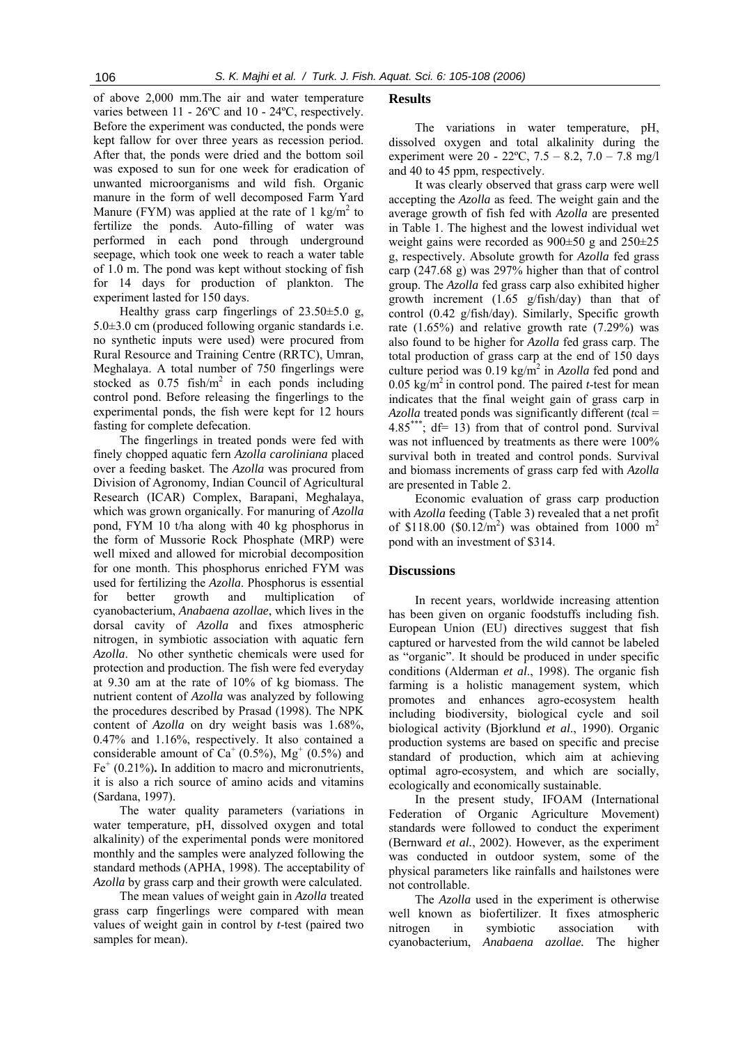of above 2,000 mm.The air and water temperature varies between 11 - 26ºC and 10 - 24ºC, respectively. Before the experiment was conducted, the ponds were kept fallow for over three years as recession period. After that, the ponds were dried and the bottom soil was exposed to sun for one week for eradication of unwanted microorganisms and wild fish. Organic manure in the form of well decomposed Farm Yard Manure (FYM) was applied at the rate of 1 kg/m$^2$ to fertilize the ponds. Auto-filling of water was performed in each pond through underground seepage, which took one week to reach a water table of 1.0 m. The pond was kept without stocking of fish for 14 days for production of plankton. The experiment lasted for 150 days.

Healthy grass carp fingerlings of 23.50±5.0 g, 5.0±3.0 cm (produced following organic standards i.e. no synthetic inputs were used) were procured from Rural Resource and Training Centre (RRTC), Umran, Meghalaya. A total number of 750 fingerlings were stocked as 0.75 fish/m$^2$ in each ponds including control pond. Before releasing the fingerlings to the experimental ponds, the fish were kept for 12 hours fasting for complete defecation.

The fingerlings in treated ponds were fed with finely chopped aquatic fern *Azolla caroliniana* placed over a feeding basket. The *Azolla* was procured from Division of Agronomy, Indian Council of Agricultural Research (ICAR) Complex, Barapani, Meghalaya, which was grown organically. For manuring of *Azolla* pond, FYM 10 t/ha along with 40 kg phosphorus in the form of Mussorie Rock Phosphate (MRP) were well mixed and allowed for microbial decomposition for one month. This phosphorus enriched FYM was used for fertilizing the *Azolla*. Phosphorus is essential for better growth and multiplication of cyanobacterium, *Anabaena azollae*, which lives in the dorsal cavity of *Azolla* and fixes atmospheric nitrogen, in symbiotic association with aquatic fern *Azolla*. No other synthetic chemicals were used for protection and production. The fish were fed everyday at 9.30 am at the rate of 10% of kg biomass. The nutrient content of *Azolla* was analyzed by following the procedures described by Prasad (1998). The NPK content of *Azolla* on dry weight basis was 1.68%, 0.47% and 1.16%, respectively. It also contained a considerable amount of $Ca^+$ (0.5%), $Mg^+$ (0.5%) and $Fe^+$ (0.21%)**.** In addition to macro and micronutrients, it is also a rich source of amino acids and vitamins (Sardana, 1997).

The water quality parameters (variations in water temperature, pH, dissolved oxygen and total alkalinity) of the experimental ponds were monitored monthly and the samples were analyzed following the standard methods (APHA, 1998). The acceptability of *Azolla* by grass carp and their growth were calculated.

The mean values of weight gain in *Azolla* treated grass carp fingerlings were compared with mean values of weight gain in control by *t*-test (paired two samples for mean).

## Results

The variations in water temperature, pH, dissolved oxygen and total alkalinity during the experiment were 20 - 22ºC, 7.5 – 8.2, 7.0 – 7.8 mg/l and 40 to 45 ppm, respectively.

It was clearly observed that grass carp were well accepting the *Azolla* as feed. The weight gain and the average growth of fish fed with *Azolla* are presented in Table 1. The highest and the lowest individual wet weight gains were recorded as 900±50 g and 250±25 g, respectively. Absolute growth for *Azolla* fed grass carp (247.68 g) was 297% higher than that of control group. The *Azolla* fed grass carp also exhibited higher growth increment (1.65 g/fish/day) than that of control (0.42 g/fish/day). Similarly, Specific growth rate (1.65%) and relative growth rate (7.29%) was also found to be higher for *Azolla* fed grass carp. The total production of grass carp at the end of 150 days culture period was 0.19 kg/m$^2$ in *Azolla* fed pond and 0.05 kg/m$^2$ in control pond. The paired *t*-test for mean indicates that the final weight gain of grass carp in *Azolla* treated ponds was significantly different ($t$cal = 4.85$^{***}$; df= 13) from that of control pond. Survival was not influenced by treatments as there were 100% survival both in treated and control ponds. Survival and biomass increments of grass carp fed with *Azolla* are presented in Table 2.

Economic evaluation of grass carp production with *Azolla* feeding (Table 3) revealed that a net profit of \$118.00 (\$0.12/m$^2$) was obtained from 1000 m$^2$ pond with an investment of \$314.

## Discussions

In recent years, worldwide increasing attention has been given on organic foodstuffs including fish. European Union (EU) directives suggest that fish captured or harvested from the wild cannot be labeled as "organic". It should be produced in under specific conditions (Alderman *et al*., 1998). The organic fish farming is a holistic management system, which promotes and enhances agro-ecosystem health including biodiversity, biological cycle and soil biological activity (Bjorklund *et al*., 1990). Organic production systems are based on specific and precise standard of production, which aim at achieving optimal agro-ecosystem, and which are socially, ecologically and economically sustainable.

In the present study, IFOAM (International Federation of Organic Agriculture Movement) standards were followed to conduct the experiment (Bernward *et al.*, 2002). However, as the experiment was conducted in outdoor system, some of the physical parameters like rainfalls and hailstones were not controllable.

The *Azolla* used in the experiment is otherwise well known as biofertilizer. It fixes atmospheric nitrogen in symbiotic association with cyanobacterium, *Anabaena azollae.* The higher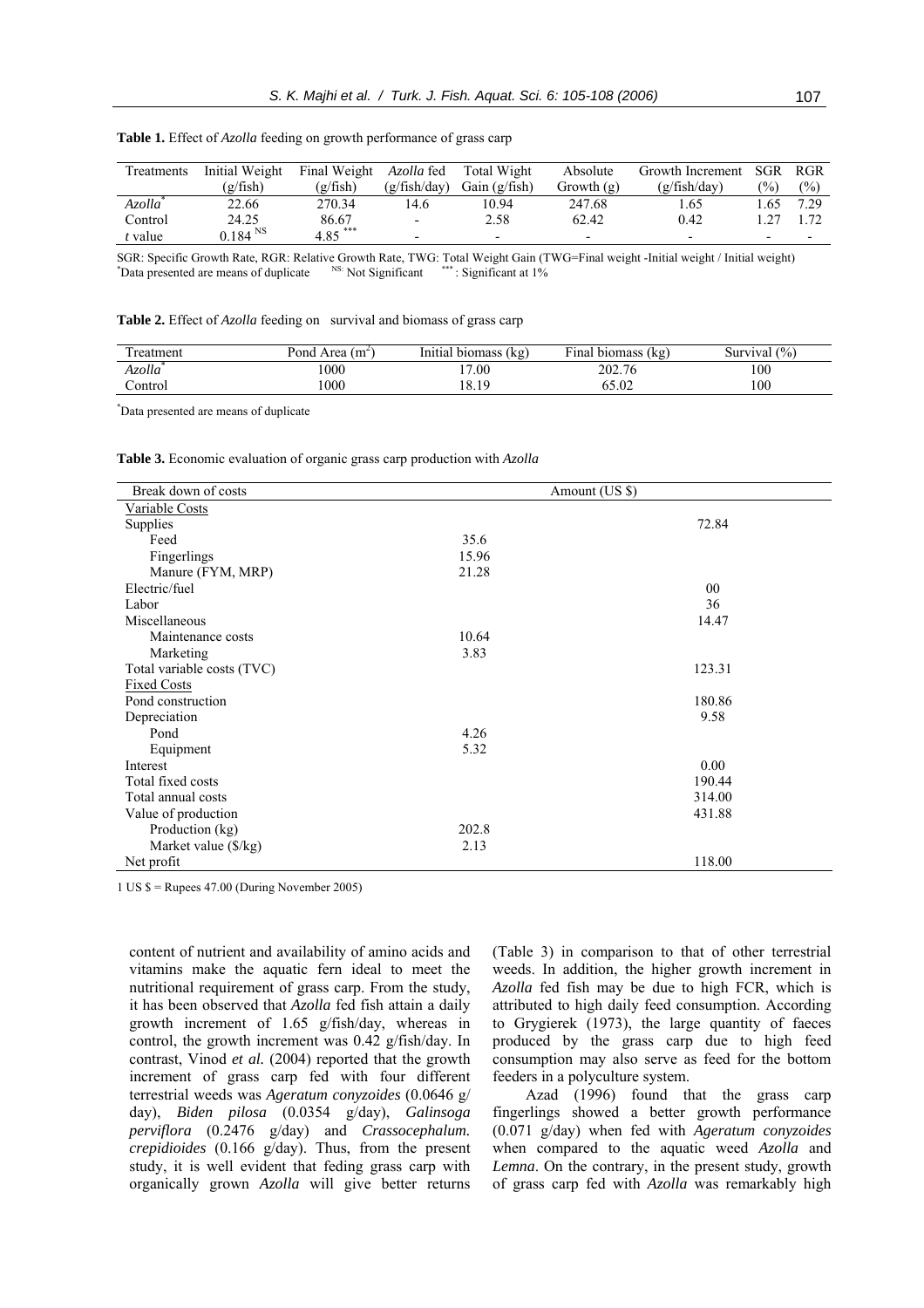**Table 1.** Effect of *Azolla* feeding on growth performance of grass carp

| Treatments | Initial Weight (g/fish) | Final Weight (g/fish) | *Azolla* fed (g/fish/day) | Total Wight Gain (g/fish) | Absolute Growth (g) | Growth Increment (g/fish/day) | SGR (%) | RGR (%) |
|---|---|---|---|---|---|---|---|---|
| *Azolla*[*] | 22.66 | 270.34 | 14.6 | 10.94 | 247.68 | 1.65 | 1.65 | 7.29 |
| Control | 24.25 | 86.67 | - | 2.58 | 62.42 | 0.42 | 1.27 | 1.72 |
| *t* value | 0.184 [NS] | 4.85 [***] | - | - | - | - | - | - |

SGR: Specific Growth Rate, RGR: Relative Growth Rate, TWG: Total Weight Gain (TWG=Final weight -Initial weight / Initial weight)
[*]Data presented are means of duplicate [NS:] Not Significant [***]: Significant at 1%

**Table 2.** Effect of *Azolla* feeding on survival and biomass of grass carp

| Treatment | Pond Area ($m^2$) | Initial biomass (kg) | Final biomass (kg) | Survival (%) |
|---|---|---|---|---|
| *Azolla*[*] | 1000 | 17.00 | 202.76 | 100 |
| Control | 1000 | 18.19 | 65.02 | 100 |

[*]Data presented are means of duplicate

**Table 3.** Economic evaluation of organic grass carp production with *Azolla*

| Break down of costs | Amount (US $) | |
|---|---|---|
| Variable Costs | | |
| Supplies | | 72.84 |
| Feed | 35.6 | |
| Fingerlings | 15.96 | |
| Manure (FYM, MRP) | 21.28 | |
| Electric/fuel | | 00 |
| Labor | | 36 |
| Miscellaneous | | 14.47 |
| Maintenance costs | 10.64 | |
| Marketing | 3.83 | |
| Total variable costs (TVC) | | 123.31 |
| Fixed Costs | | |
| Pond construction | | 180.86 |
| Depreciation | | 9.58 |
| Pond | 4.26 | |
| Equipment | 5.32 | |
| Interest | | 0.00 |
| Total fixed costs | | 190.44 |
| Total annual costs | | 314.00 |
| Value of production | | 431.88 |
| Production (kg) | 202.8 | |
| Market value ($/kg) | 2.13 | |
| Net profit | | 118.00 |

1 US $ = Rupees 47.00 (During November 2005)

content of nutrient and availability of amino acids and vitamins make the aquatic fern ideal to meet the nutritional requirement of grass carp. From the study, it has been observed that *Azolla* fed fish attain a daily growth increment of 1.65 g/fish/day, whereas in control, the growth increment was 0.42 g/fish/day. In contrast, Vinod *et al.* (2004) reported that the growth increment of grass carp fed with four different terrestrial weeds was *Ageratum conyzoides* (0.0646 g/day), *Biden pilosa* (0.0354 g/day), *Galinsoga perviflora* (0.2476 g/day) and *Crassocephalum. crepidioides* (0.166 g/day). Thus, from the present study, it is well evident that feding grass carp with organically grown *Azolla* will give better returns (Table 3) in comparison to that of other terrestrial weeds. In addition, the higher growth increment in *Azolla* fed fish may be due to high FCR, which is attributed to high daily feed consumption. According to Grygierek (1973), the large quantity of faeces produced by the grass carp due to high feed consumption may also serve as feed for the bottom feeders in a polyculture system.

Azad (1996) found that the grass carp fingerlings showed a better growth performance (0.071 g/day) when fed with *Ageratum conyzoides* when compared to the aquatic weed *Azolla* and *Lemna*. On the contrary, in the present study, growth of grass carp fed with *Azolla* was remarkably high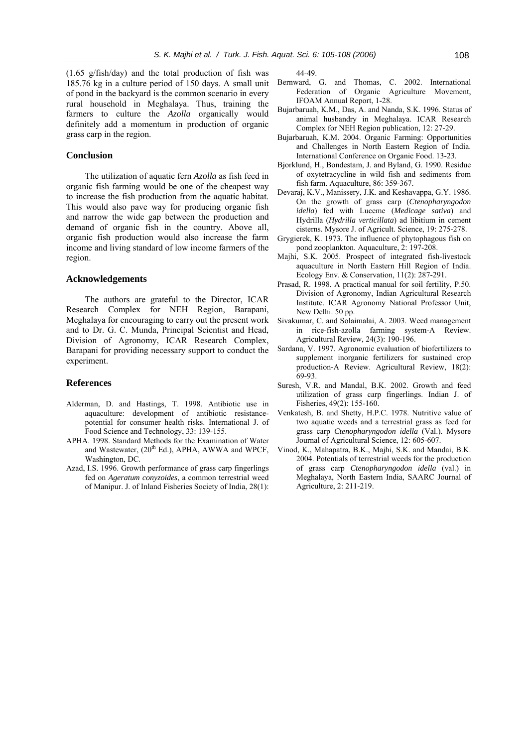(1.65 g/fish/day) and the total production of fish was 185.76 kg in a culture period of 150 days. A small unit of pond in the backyard is the common scenario in every rural household in Meghalaya. Thus, training the farmers to culture the *Azolla* organically would definitely add a momentum in production of organic grass carp in the region.

## Conclusion

The utilization of aquatic fern *Azolla* as fish feed in organic fish farming would be one of the cheapest way to increase the fish production from the aquatic habitat. This would also pave way for producing organic fish and narrow the wide gap between the production and demand of organic fish in the country. Above all, organic fish production would also increase the farm income and living standard of low income farmers of the region.

## Acknowledgements

The authors are grateful to the Director, ICAR Research Complex for NEH Region, Barapani, Meghalaya for encouraging to carry out the present work and to Dr. G. C. Munda, Principal Scientist and Head, Division of Agronomy, ICAR Research Complex, Barapani for providing necessary support to conduct the experiment.

## References

Alderman, D. and Hastings, T. 1998. Antibiotic use in aquaculture: development of antibiotic resistance-potential for consumer health risks. International J. of Food Science and Technology, 33: 139-155.

APHA. 1998. Standard Methods for the Examination of Water and Wastewater, (20th Ed.), APHA, AWWA and WPCF, Washington, DC.

Azad, I.S. 1996. Growth performance of grass carp fingerlings fed on *Ageratum conyzoides*, a common terrestrial weed of Manipur. J. of Inland Fisheries Society of India, 28(1): 44-49.

Bernward, G. and Thomas, C. 2002. International Federation of Organic Agriculture Movement, IFOAM Annual Report, 1-28.

Bujarbaruah, K.M., Das, A. and Nanda, S.K. 1996. Status of animal husbandry in Meghalaya. ICAR Research Complex for NEH Region publication, 12: 27-29.

Bujarbaruah, K.M. 2004. Organic Farming: Opportunities and Challenges in North Eastern Region of India. International Conference on Organic Food. 13-23.

Bjorklund, H., Bondestam, J. and Byland, G. 1990. Residue of oxytetracycline in wild fish and sediments from fish farm. Aquaculture, 86: 359-367.

Devaraj, K.V., Manissery, J.K. and Keshavappa, G.Y. 1986. On the growth of grass carp (*Ctenopharyngodon idella*) fed with Luceme (*Medicage sativa*) and Hydrilla (*Hydrilla verticillata*) ad libitium in cement cisterns. Mysore J. of Agricult. Science, 19: 275-278.

Grygierek, K. 1973. The influence of phytophagous fish on pond zooplankton. Aquaculture, 2: 197-208.

Majhi, S.K. 2005. Prospect of integrated fish-livestock aquaculture in North Eastern Hill Region of India. Ecology Env. & Conservation, 11(2): 287-291.

Prasad, R. 1998. A practical manual for soil fertility, P.50. Division of Agronomy, Indian Agricultural Research Institute. ICAR Agronomy National Professor Unit, New Delhi. 50 pp.

Sivakumar, C. and Solaimalai, A. 2003. Weed management in rice-fish-azolla farming system-A Review. Agricultural Review, 24(3): 190-196.

Sardana, V. 1997. Agronomic evaluation of biofertilizers to supplement inorganic fertilizers for sustained crop production-A Review. Agricultural Review, 18(2): 69-93.

Suresh, V.R. and Mandal, B.K. 2002. Growth and feed utilization of grass carp fingerlings. Indian J. of Fisheries, 49(2): 155-160.

Venkatesh, B. and Shetty, H.P.C. 1978. Nutritive value of two aquatic weeds and a terrestrial grass as feed for grass carp *Ctenopharyngodon idella* (Val.). Mysore Journal of Agricultural Science, 12: 605-607.

Vinod, K., Mahapatra, B.K., Majhi, S.K. and Mandai, B.K. 2004. Potentials of terrestrial weeds for the production of grass carp *Ctenopharyngodon idella* (val.) in Meghalaya, North Eastern India, SAARC Journal of Agriculture, 2: 211-219.